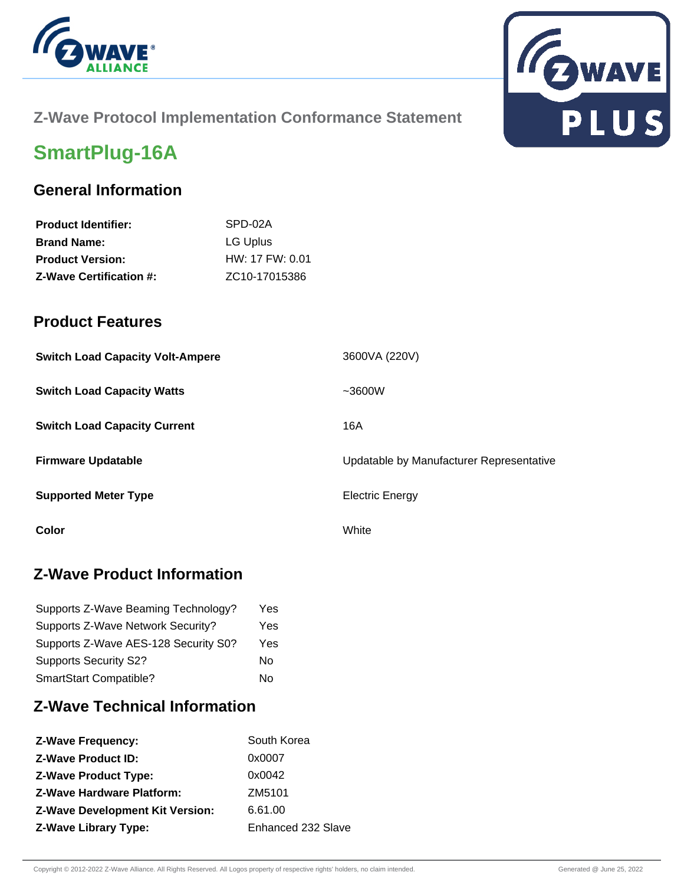## Z-Wave Protocol Implementation Conformance Statement

# SmartPlug-16A

## General Information

| | |
|---|---|
| **Product Identifier:** | SPD-02A |
| **Brand Name:** | LG Uplus |
| **Product Version:** | HW: 17 FW: 0.01 |
| **Z-Wave Certification #:** | ZC10-17015386 |

## Product Features

| | |
|---|---|
| **Switch Load Capacity Volt-Ampere** | 3600VA (220V) |
| **Switch Load Capacity Watts** | ~3600W |
| **Switch Load Capacity Current** | 16A |
| **Firmware Updatable** | Updatable by Manufacturer Representative |
| **Supported Meter Type** | Electric Energy |
| **Color** | White |

## Z-Wave Product Information

| | |
|---|---|
| Supports Z-Wave Beaming Technology? | Yes |
| Supports Z-Wave Network Security? | Yes |
| Supports Z-Wave AES-128 Security S0? | Yes |
| Supports Security S2? | No |
| SmartStart Compatible? | No |

## Z-Wave Technical Information

| | |
|---|---|
| **Z-Wave Frequency:** | South Korea |
| **Z-Wave Product ID:** | 0x0007 |
| **Z-Wave Product Type:** | 0x0042 |
| **Z-Wave Hardware Platform:** | ZM5101 |
| **Z-Wave Development Kit Version:** | 6.61.00 |
| **Z-Wave Library Type:** | Enhanced 232 Slave |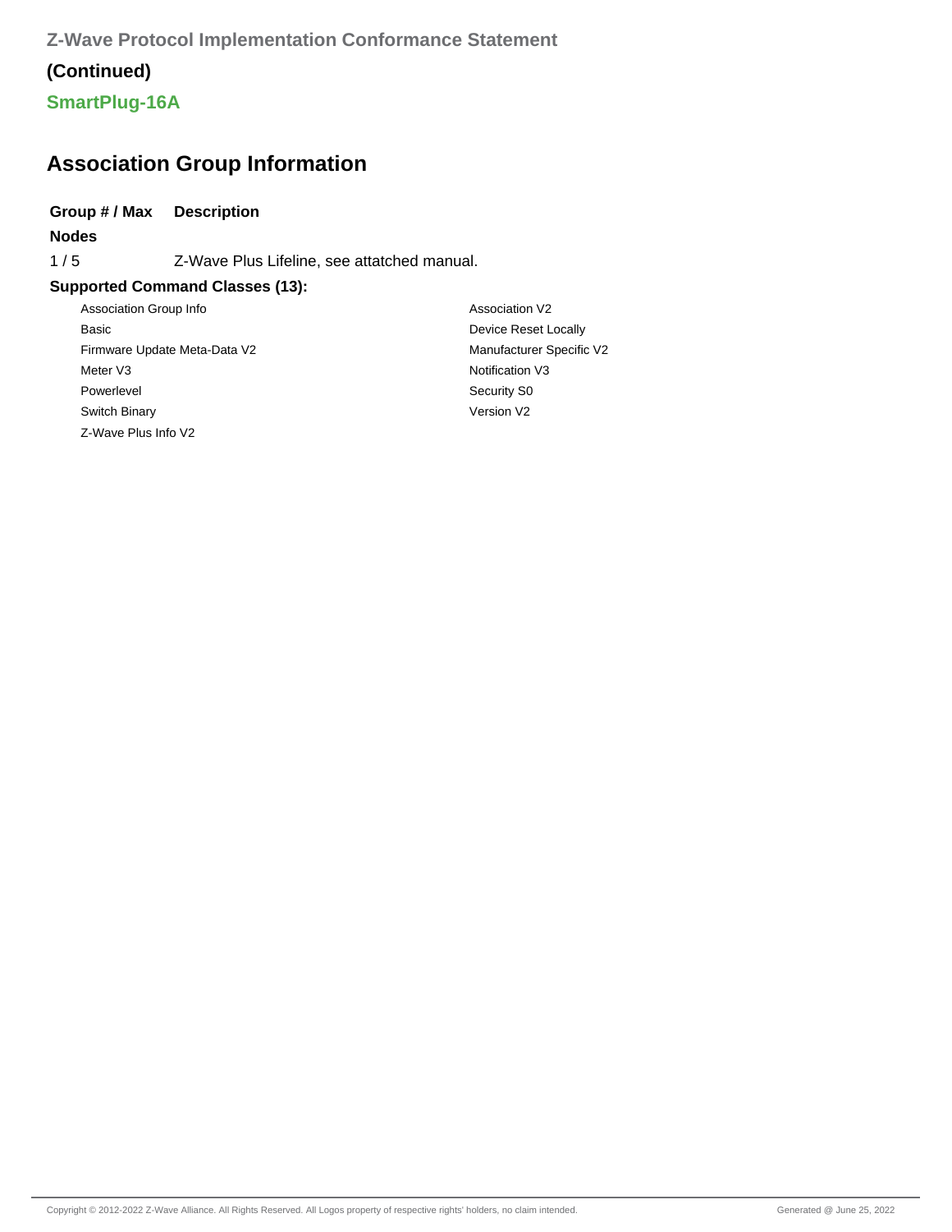Z-Wave Protocol Implementation Conformance Statement

**(Continued)**

**SmartPlug-16A**

## Association Group Information

| Group # / Max Nodes | Description |
|---|---|
| 1 / 5 | Z-Wave Plus Lifeline, see attatched manual. |

**Supported Command Classes (13):**

- Association Group Info
- Association V2
- Basic
- Device Reset Locally
- Firmware Update Meta-Data V2
- Manufacturer Specific V2
- Meter V3
- Notification V3
- Powerlevel
- Security S0
- Switch Binary
- Version V2
- Z-Wave Plus Info V2